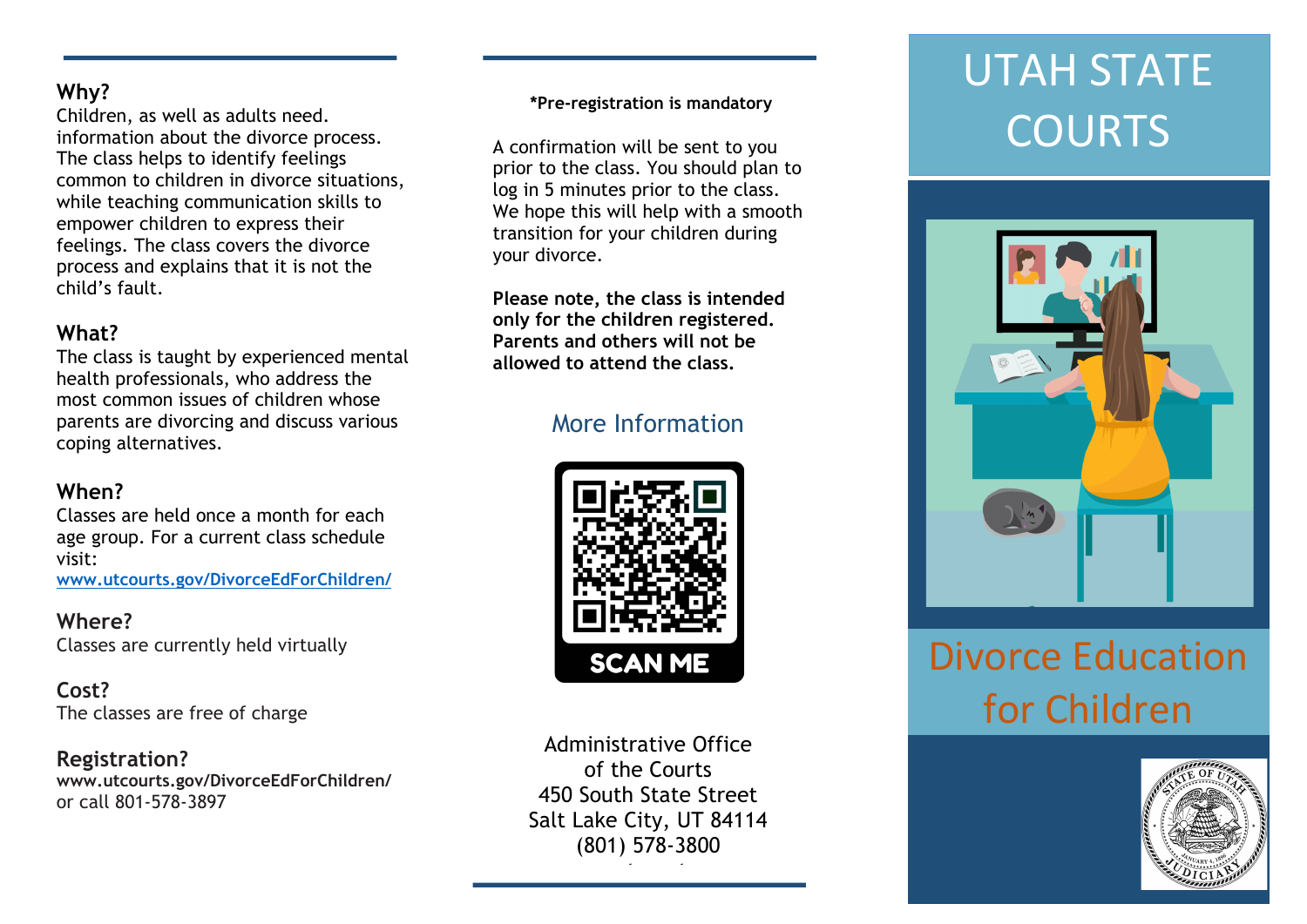## Why?

Children, as well as adults need. information about the divorce process. The class helps to identify feelings common to children in divorce situations, while teaching communication skills to empower children to express their feelings. The class covers the divorce process and explains that it is not the child's fault.

## What?

The class is taught by experienced mental health professionals, who address the most common issues of children whose parents are divorcing and discuss various coping alternatives.

## When?

Classes are held once a month for each age group. For a current class schedule visit:
www.utcourts.gov/DivorceEdForChildren/

## Where?

Classes are currently held virtually

## Cost?

The classes are free of charge

## Registration?

**www.utcourts.gov/DivorceEdForChildren/**
or call 801-578-3897

**\*Pre-registration is mandatory**

A confirmation will be sent to you prior to the class. You should plan to log in 5 minutes prior to the class. We hope this will help with a smooth transition for your children during your divorce.

**Please note, the class is intended only for the children registered. Parents and others will not be allowed to attend the class.**

## More Information

SCAN ME

Administrative Office
of the Courts
450 South State Street
Salt Lake City, UT 84114
(801) 578-3800

# UTAH STATE COURTS

# Divorce Education for Children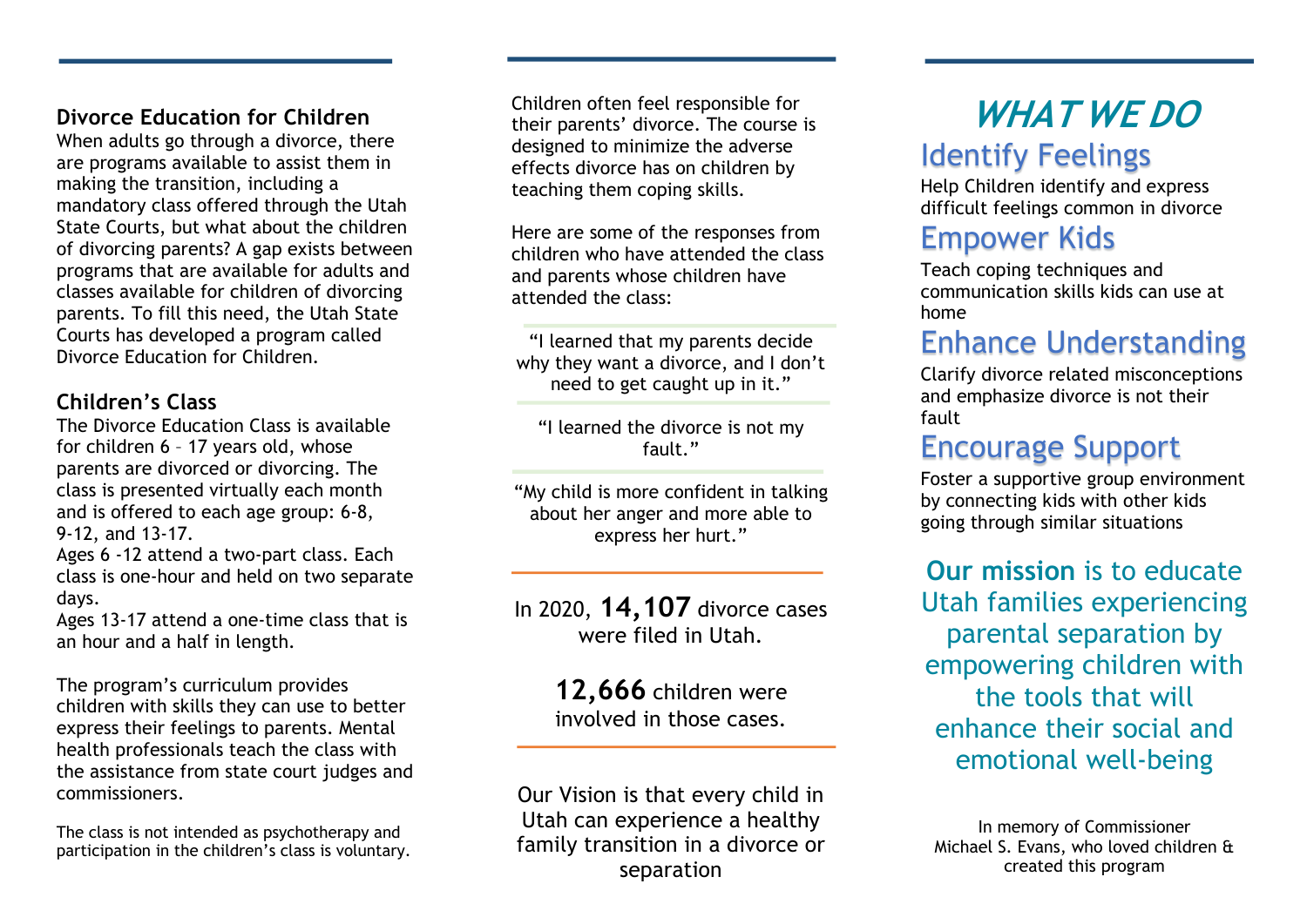## Divorce Education for Children

When adults go through a divorce, there are programs available to assist them in making the transition, including a mandatory class offered through the Utah State Courts, but what about the children of divorcing parents? A gap exists between programs that are available for adults and classes available for children of divorcing parents. To fill this need, the Utah State Courts has developed a program called Divorce Education for Children.

## Children's Class

The Divorce Education Class is available for children 6 – 17 years old, whose parents are divorced or divorcing. The class is presented virtually each month and is offered to each age group: 6-8, 9-12, and 13-17.

Ages 6 -12 attend a two-part class. Each class is one-hour and held on two separate days.

Ages 13-17 attend a one-time class that is an hour and a half in length.

The program's curriculum provides children with skills they can use to better express their feelings to parents. Mental health professionals teach the class with the assistance from state court judges and commissioners.

The class is not intended as psychotherapy and participation in the children's class is voluntary.

Children often feel responsible for their parents' divorce. The course is designed to minimize the adverse effects divorce has on children by teaching them coping skills.

Here are some of the responses from children who have attended the class and parents whose children have attended the class:

"I learned that my parents decide why they want a divorce, and I don't need to get caught up in it."

"I learned the divorce is not my fault."

"My child is more confident in talking about her anger and more able to express her hurt."

In 2020, **14,107** divorce cases were filed in Utah.

**12,666** children were involved in those cases.

Our Vision is that every child in Utah can experience a healthy family transition in a divorce or separation

# *WHAT WE DO*

## Identify Feelings

Help Children identify and express difficult feelings common in divorce

## Empower Kids

Teach coping techniques and communication skills kids can use at home

## Enhance Understanding

Clarify divorce related misconceptions and emphasize divorce is not their fault

## Encourage Support

Foster a supportive group environment by connecting kids with other kids going through similar situations

**Our mission** is to educate Utah families experiencing parental separation by empowering children with the tools that will enhance their social and emotional well-being

In memory of Commissioner Michael S. Evans, who loved children & created this program